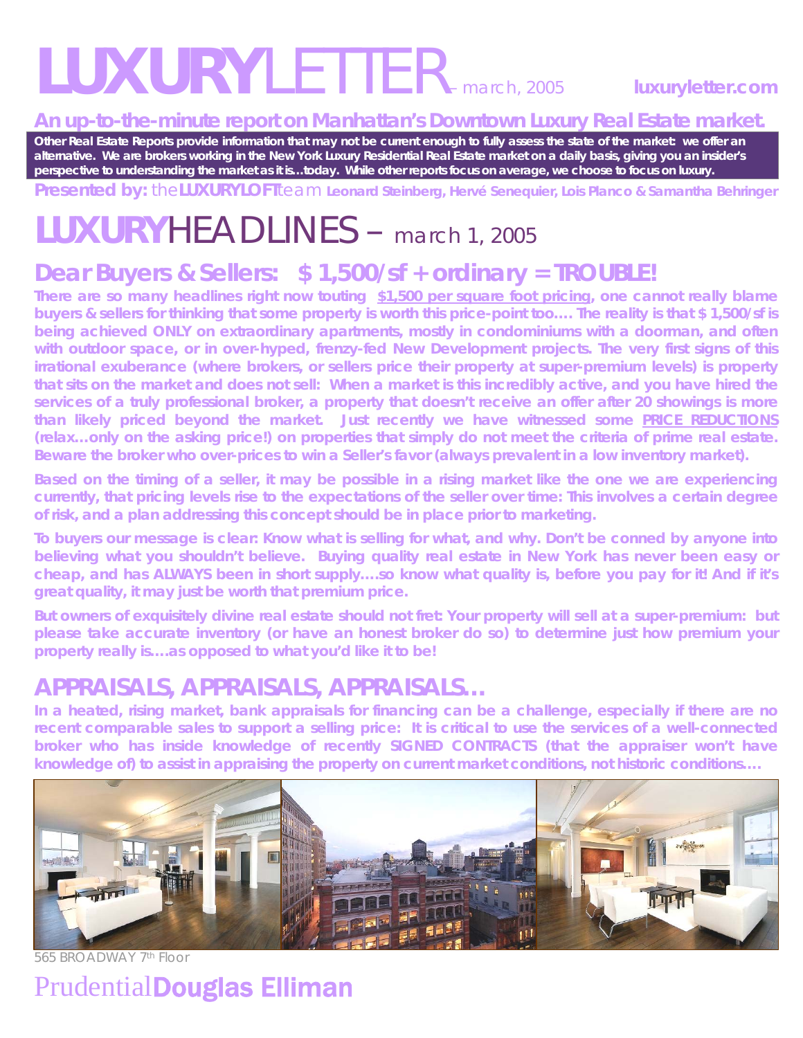# LUXURYLETTER – march, 2005

luxuryletter.com

**An up-to-the-minute report on Manhattan's Downtown Luxury Real Estate market.**

**Other Real Estate Reports provide information that may not be current enough to fully assess the state of the market: we offer an alternative. We are brokers working in the New York Luxury Residential Real Estate market on a daily basis, giving you an insider's perspective to understanding the market as it is…today. While other reports focus on average, we choose to focus on luxury.**

**Presented by:** the**LUXURYLOFT**team **Leonard Steinberg, Hervé Senequier, Lois Planco & Samantha Behringer**

# LUXURYHEADLINES – march 1, 2005

## Dear Buyers & Sellers: $ 1,500/sf + ordinary = TROUBLE!

**There are so many headlines right now touting $1,500 per square foot pricing, one cannot really blame buyers & sellers for thinking that some property is worth this price-point too…. The reality is that $ 1,500/sf is being achieved ONLY on extraordinary apartments, mostly in condominiums with a doorman, and often with outdoor space, or in over-hyped, frenzy-fed New Development projects. The very first signs of this irrational exuberance (where brokers, or sellers price their property at super-premium levels) is property that sits on the market and does not sell: When a market is this incredibly active, and you have hired the services of a truly professional broker, a property that doesn't receive an offer after 20 showings is more than likely priced beyond the market. Just recently we have witnessed some PRICE REDUCTIONS (relax…only on the asking price!) on properties that simply do not meet the criteria of prime real estate. Beware the broker who over-prices to win a Seller's favor (always prevalent in a low inventory market).**

**Based on the timing of a seller, it may be possible in a rising market like the one we are experiencing currently, that pricing levels rise to the expectations of the seller over time: This involves a certain degree of risk, and a plan addressing this concept should be in place prior to marketing.**

**To buyers our message is clear: Know what is selling for what, and why. Don't be conned by anyone into believing what you shouldn't believe. Buying quality real estate in New York has never been easy or cheap, and has ALWAYS been in short supply….so know what quality is, before you pay for it! And if it's great quality, it may just be worth that premium price.**

**But owners of exquisitely divine real estate should not fret: Your property will sell at a super-premium: but please take accurate inventory (or have an honest broker do so) to determine just how premium your property really is….as opposed to what you'd like it to be!**

## APPRAISALS, APPRAISALS, APPRAISALS…

**In a heated, rising market, bank appraisals for financing can be a challenge, especially if there are no recent comparable sales to support a selling price: It is critical to use the services of a well-connected broker who has inside knowledge of recently SIGNED CONTRACTS (that the appraiser won't have knowledge of) to assist in appraising the property on current market conditions, not historic conditions….**

565 BROADWAY 7th Floor

Prudential**Douglas Elliman**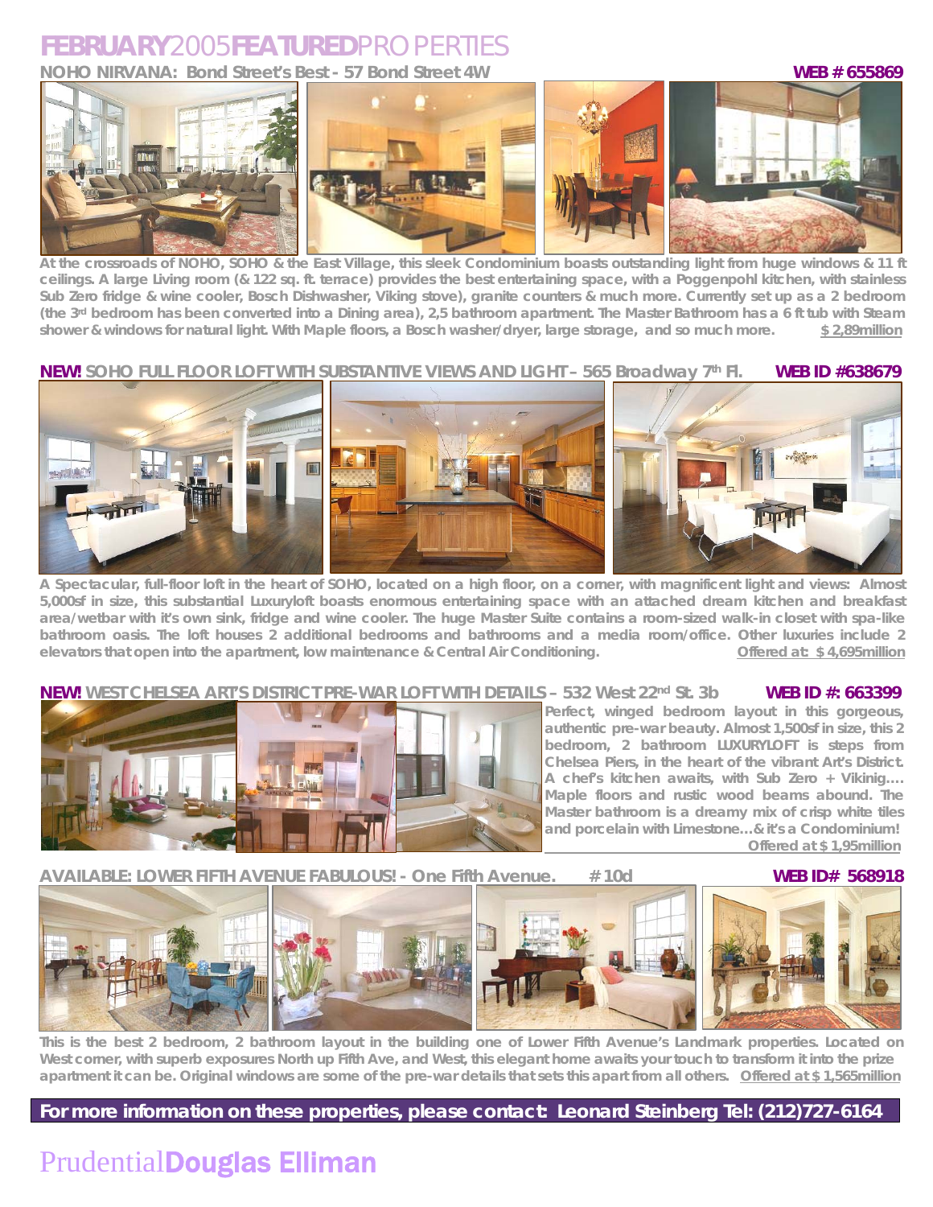# FEBRUARY 2005 FEATURED PROPERTIES

## NOHO NIRVANA: Bond Street's Best - 57 Bond Street 4W

**WEB # 655869**

At the crossroads of NOHO, SOHO & the East Village, this sleek Condominium boasts outstanding light from huge windows & 11 ft ceilings. A large Living room (& 122 sq. ft. terrace) provides the best entertaining space, with a Poggenpohl kitchen, with stainless Sub Zero fridge & wine cooler, Bosch Dishwasher, Viking stove), granite counters & much more. Currently set up as a 2 bedroom (the 3rd bedroom has been converted into a Dining area), 2,5 bathroom apartment. The Master Bathroom has a 6 ft tub with Steam shower & windows for natural light. With Maple floors, a Bosch washer/dryer, large storage, and so much more. **$ 2,89million**

## NEW! SOHO FULL FLOOR LOFT WITH SUBSTANTIVE VIEWS AND LIGHT – 565 Broadway 7th Fl.

**WEB ID #638679**

A Spectacular, full-floor loft in the heart of SOHO, located on a high floor, on a corner, with magnificent light and views: Almost 5,000sf in size, this substantial Luxuryloft boasts enormous entertaining space with an attached dream kitchen and breakfast area/wetbar with it's own sink, fridge and wine cooler. The huge Master Suite contains a room-sized walk-in closet with spa-like bathroom oasis. The loft houses 2 additional bedrooms and bathrooms and a media room/office. Other luxuries include 2 elevators that open into the apartment, low maintenance & Central Air Conditioning. **Offered at: $ 4,695million**

## NEW! WEST CHELSEA ART'S DISTRICT PRE-WAR LOFT WITH DETAILS – 532 West 22nd St. 3b

**WEB ID #: 663399**

Perfect, winged bedroom layout in this gorgeous, authentic pre-war beauty. Almost 1,500sf in size, this 2 bedroom, 2 bathroom LUXURYLOFT is steps from Chelsea Piers, in the heart of the vibrant Art's District. A chef's kitchen awaits, with Sub Zero + Vikinig…. Maple floors and rustic wood beams abound. The Master bathroom is a dreamy mix of crisp white tiles and porcelain with Limestone…& it's a Condominium! **Offered at $ 1,95million**

## AVAILABLE: LOWER FIFTH AVENUE FABULOUS! - One Fifth Avenue. # 10d

**WEB ID# 568918**

This is the best 2 bedroom, 2 bathroom layout in the building one of Lower Fifth Avenue's Landmark properties. Located on West corner, with superb exposures North up Fifth Ave, and West, this elegant home awaits your touch to transform it into the prize apartment it can be. Original windows are some of the pre-war details that sets this apart from all others. **Offered at $ 1,565million**

**For more information on these properties, please contact: Leonard Steinberg Tel: (212)727-6164**

Prudential **Douglas Elliman**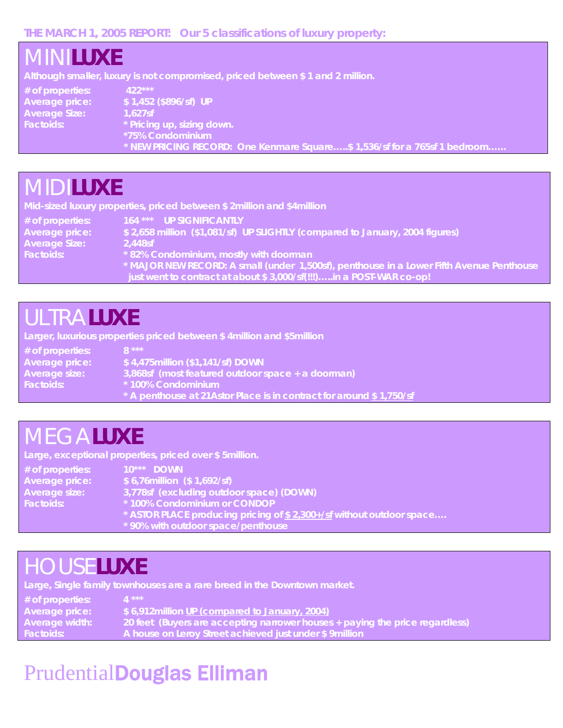THE MARCH 1, 2005 REPORT: Our 5 classifications of luxury property:

## MINI**LUXE**

Although smaller, luxury is not compromised, priced between $ 1 and 2 million.

**# of properties:** 422***
**Average price:** $ 1,452 ($896/sf) UP
**Average Size:** 1,627sf
**Factoids:**
* Pricing up, sizing down.
*75% Condominium
* NEW PRICING RECORD: One Kenmare Square…..$ 1,536/sf for a 765sf 1 bedroom……

## MIDI**LUXE**

Mid-sized luxury properties, priced between $ 2million and $4million

**# of properties:** 164 *** UP SIGNIFICANTLY
**Average price:** $ 2,658 million ($1,081/sf) UP SLIGHTLY (compared to January, 2004 figures)
**Average Size:** 2,448sf
**Factoids:**
* 82% Condominium, mostly with doorman
* MAJOR NEW RECORD: A small (under 1,500sf), penthouse in a Lower Fifth Avenue Penthouse just went to contract at about $ 3,000/sf(!!!)…..in a POST-WAR co-op!

## ULTRA**LUXE**

Larger, luxurious properties priced between $ 4million and $5million

**# of properties:** 8 ***
**Average price:** $ 4,475million ($1,141/sf) DOWN
**Average size:** 3,868sf (most featured outdoor space + a doorman)
**Factoids:**
* 100% Condominium
* A penthouse at 21Astor Place is in contract for around <u>$ 1,750/sf</u>

## MEGA**LUXE**

Large, exceptional properties, priced over $ 5million.

**# of properties:** 10*** DOWN
**Average price:** $ 6,76million ($ 1,692/sf)
**Average size:** 3,778sf (excluding outdoor space) (DOWN)
**Factoids:**
* 100% Condominium or CONDOP
* ASTOR PLACE producing pricing of <u>$ 2,300+/sf</u> without outdoor space….
* 90% with outdoor space/penthouse

## HOUSE**LUXE**

Large, Single family townhouses are a rare breed in the Downtown market.

**# of properties:** 4 ***
**Average price:** $ 6,912million <u>UP (compared to January, 2004)</u>
**Average width:** 20 feet (Buyers are accepting narrower houses + paying the price regardless)
**Factoids:** A house on Leroy Street achieved just under $ 9million

Prudential**Douglas Elliman**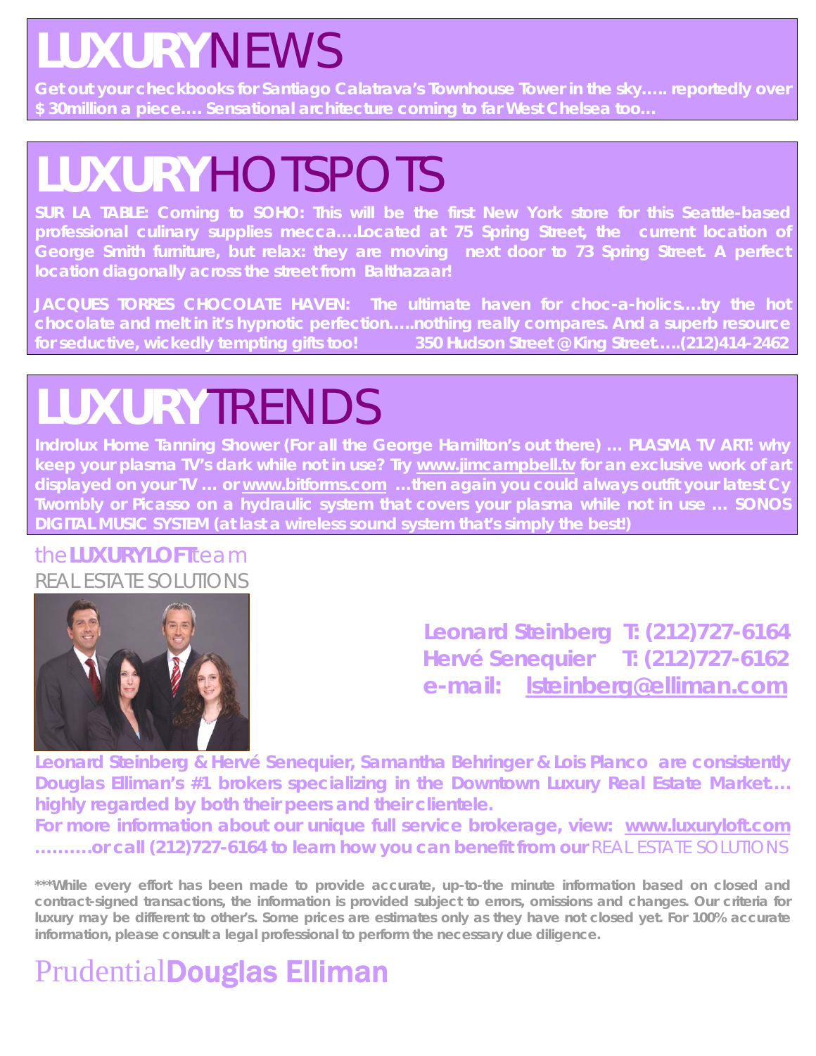# LUXURYNEWS

**Get out your checkbooks for Santiago Calatrava's Townhouse Tower in the sky….. reportedly over $30million a piece…. Sensational architecture coming to far West Chelsea too…**

# LUXURYHOTSPOTS

**SUR LA TABLE: Coming to SOHO: This will be the first New York store for this Seattle-based professional culinary supplies mecca….Located at 75 Spring Street, the current location of George Smith furniture, but relax: they are moving next door to 73 Spring Street. A perfect location diagonally across the street from Balthazaar!**

**JACQUES TORRES CHOCOLATE HAVEN: The ultimate haven for choc-a-holics….try the hot chocolate and melt in it's hypnotic perfection…..nothing really compares. And a superb resource for seductive, wickedly tempting gifts too! 350 Hudson Street @ King Street…..(212)414-2462**

# LUXURYTRENDS

**Indrolux Home Tanning Shower (For all the George Hamilton's out there) … PLASMA TV ART: why keep your plasma TV's dark while not in use? Try www.jimcampbell.tv for an exclusive work of art displayed on your TV … or www.bitforms.com …then again you could always outfit your latest Cy Twombly or Picasso on a hydraulic system that covers your plasma while not in use … SONOS DIGITAL MUSIC SYSTEM (at last a wireless sound system that's simply the best!)**

the**LUXURYLOFT**team
REAL ESTATE SOLUTIONS

**Leonard Steinberg T: (212)727-6164**
**Hervé Senequier T: (212)727-6162**
**e-mail: lsteinberg@elliman.com**

**Leonard Steinberg & Hervé Senequier, Samantha Behringer & Lois Planco are consistently Douglas Elliman's #1 brokers specializing in the Downtown Luxury Real Estate Market…. highly regarded by both their peers and their clientele.**
**For more information about our unique full service brokerage, view: www.luxuryloft.com ……….or call (212)727-6164 to learn how you can benefit from our** REAL ESTATE SOLUTIONS

***While every effort has been made to provide accurate, up-to-the minute information based on closed and contract-signed transactions, the information is provided subject to errors, omissions and changes. Our criteria for luxury may be different to other's. Some prices are estimates only as they have not closed yet. For 100% accurate information, please consult a legal professional to perform the necessary due diligence.

Prudential**Douglas Elliman**